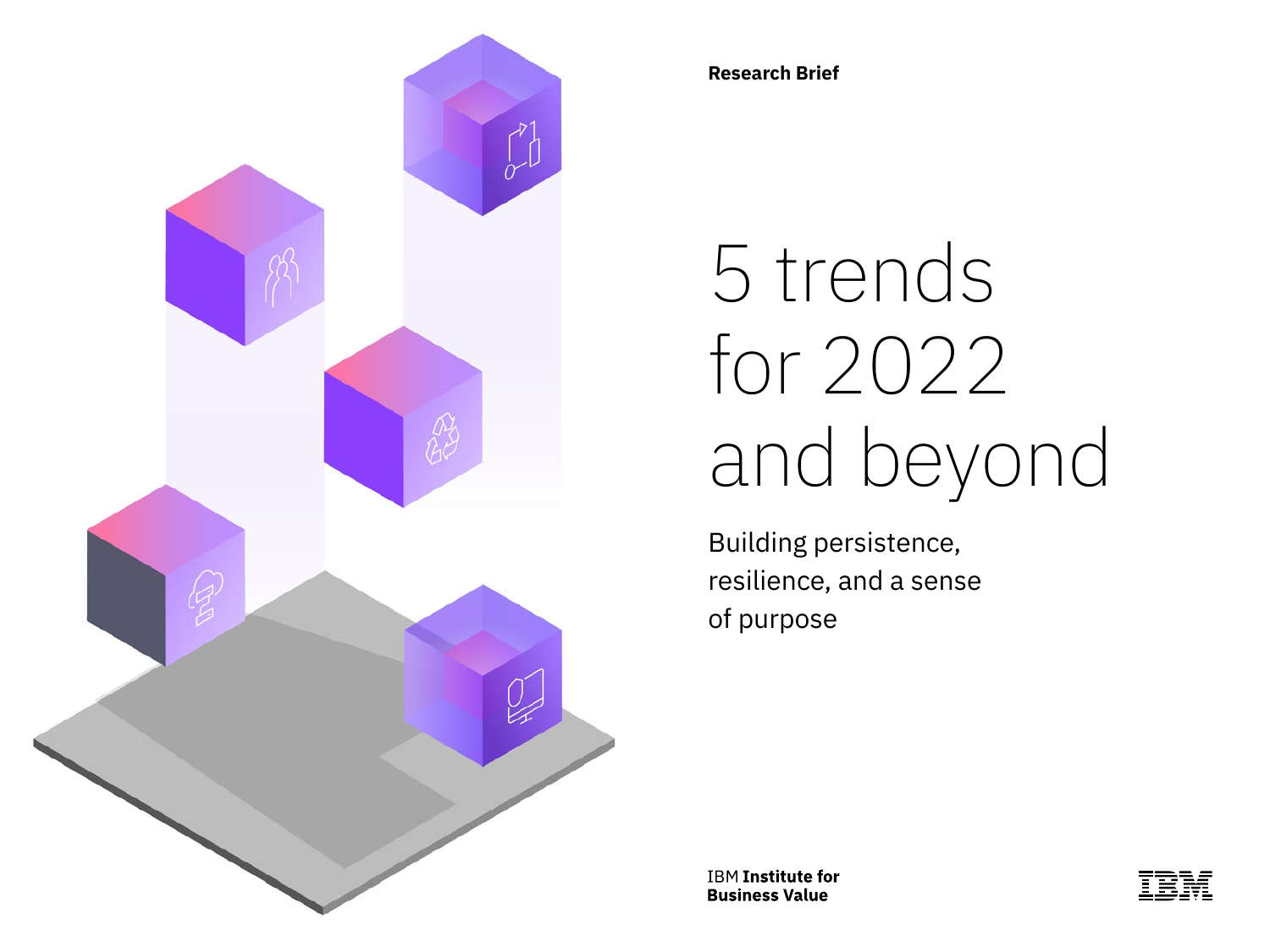Research Brief

# 5 trends for 2022 and beyond

Building persistence, resilience, and a sense of purpose

IBM **Institute for Business Value**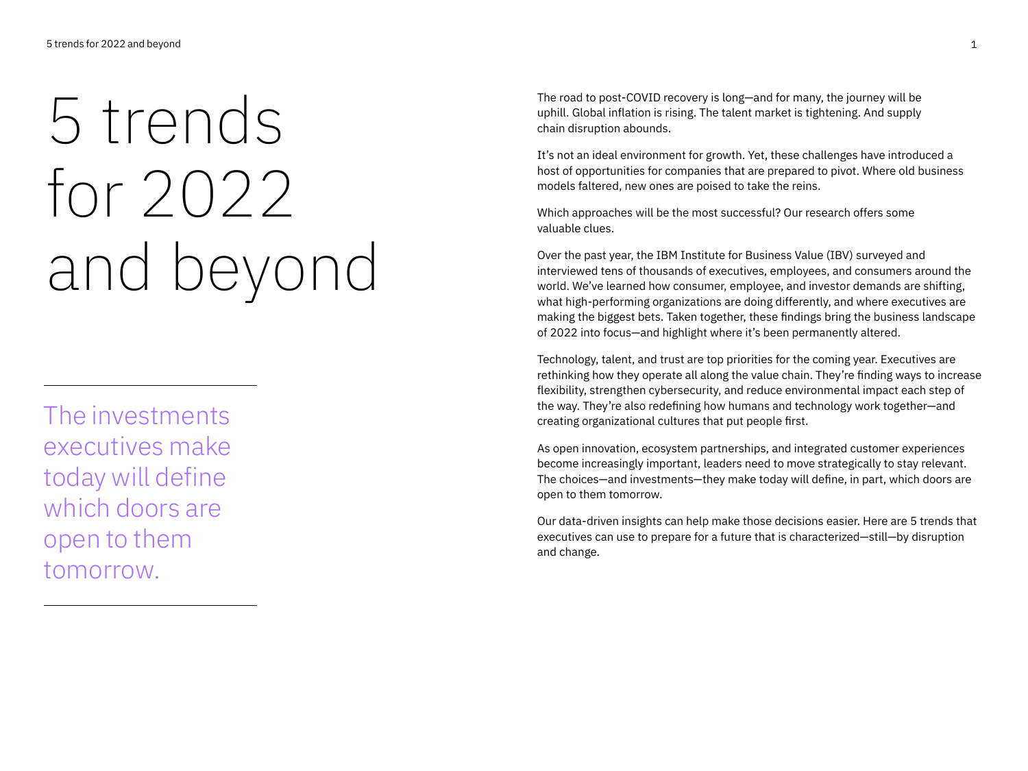# 5 trends for 2022 and beyond

The investments executives make today will define which doors are open to them tomorrow.

The road to post-COVID recovery is long—and for many, the journey will be uphill. Global inflation is rising. The talent market is tightening. And supply chain disruption abounds.

It's not an ideal environment for growth. Yet, these challenges have introduced a host of opportunities for companies that are prepared to pivot. Where old business models faltered, new ones are poised to take the reins.

Which approaches will be the most successful? Our research offers some valuable clues.

Over the past year, the IBM Institute for Business Value (IBV) surveyed and interviewed tens of thousands of executives, employees, and consumers around the world. We've learned how consumer, employee, and investor demands are shifting, what high-performing organizations are doing differently, and where executives are making the biggest bets. Taken together, these findings bring the business landscape of 2022 into focus—and highlight where it's been permanently altered.

Technology, talent, and trust are top priorities for the coming year. Executives are rethinking how they operate all along the value chain. They're finding ways to increase flexibility, strengthen cybersecurity, and reduce environmental impact each step of the way. They're also redefining how humans and technology work together—and creating organizational cultures that put people first.

As open innovation, ecosystem partnerships, and integrated customer experiences become increasingly important, leaders need to move strategically to stay relevant. The choices—and investments—they make today will define, in part, which doors are open to them tomorrow.

Our data-driven insights can help make those decisions easier. Here are 5 trends that executives can use to prepare for a future that is characterized—still—by disruption and change.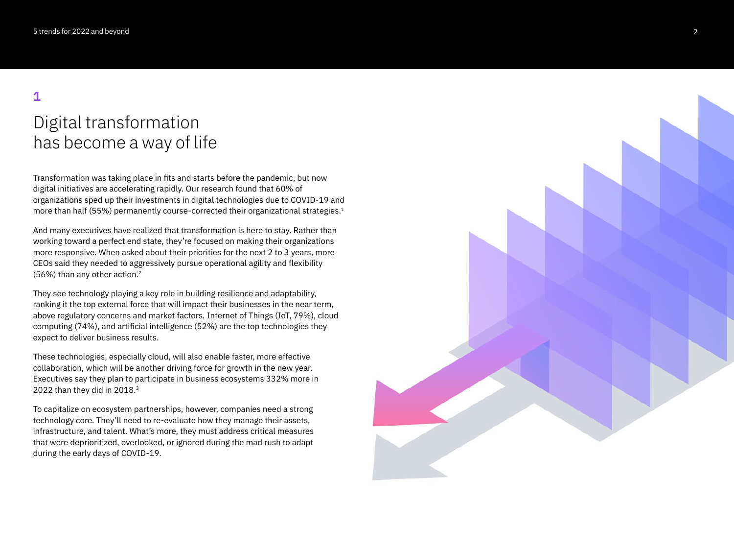# 1

## Digital transformation has become a way of life

Transformation was taking place in fits and starts before the pandemic, but now digital initiatives are accelerating rapidly. Our research found that 60% of organizations sped up their investments in digital technologies due to COVID-19 and more than half (55%) permanently course-corrected their organizational strategies.[1]

And many executives have realized that transformation is here to stay. Rather than working toward a perfect end state, they're focused on making their organizations more responsive. When asked about their priorities for the next 2 to 3 years, more CEOs said they needed to aggressively pursue operational agility and flexibility (56%) than any other action.[2]

They see technology playing a key role in building resilience and adaptability, ranking it the top external force that will impact their businesses in the near term, above regulatory concerns and market factors. Internet of Things (IoT, 79%), cloud computing (74%), and artificial intelligence (52%) are the top technologies they expect to deliver business results.

These technologies, especially cloud, will also enable faster, more effective collaboration, which will be another driving force for growth in the new year. Executives say they plan to participate in business ecosystems 332% more in 2022 than they did in 2018.[3]

To capitalize on ecosystem partnerships, however, companies need a strong technology core. They'll need to re-evaluate how they manage their assets, infrastructure, and talent. What's more, they must address critical measures that were deprioritized, overlooked, or ignored during the mad rush to adapt during the early days of COVID-19.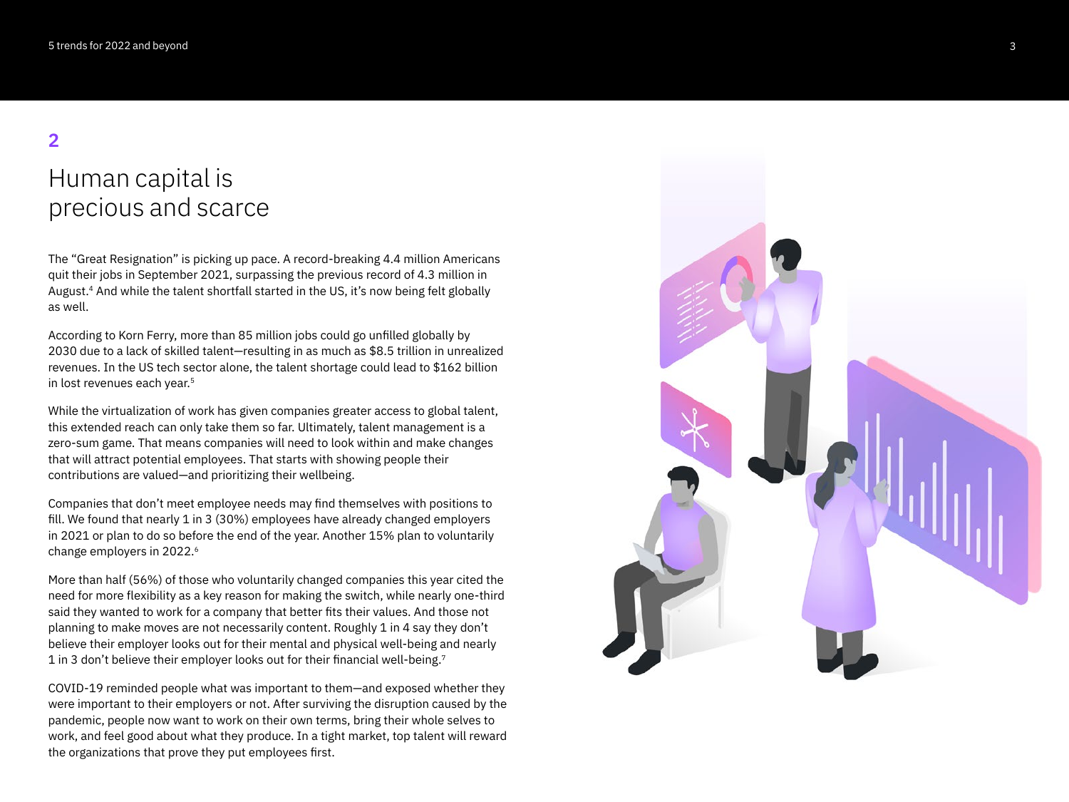## 2

# Human capital is precious and scarce

The "Great Resignation" is picking up pace. A record-breaking 4.4 million Americans quit their jobs in September 2021, surpassing the previous record of 4.3 million in August.[4] And while the talent shortfall started in the US, it's now being felt globally as well.

According to Korn Ferry, more than 85 million jobs could go unfilled globally by 2030 due to a lack of skilled talent—resulting in as much as $8.5 trillion in unrealized revenues. In the US tech sector alone, the talent shortage could lead to $162 billion in lost revenues each year.[5]

While the virtualization of work has given companies greater access to global talent, this extended reach can only take them so far. Ultimately, talent management is a zero-sum game. That means companies will need to look within and make changes that will attract potential employees. That starts with showing people their contributions are valued—and prioritizing their wellbeing.

Companies that don't meet employee needs may find themselves with positions to fill. We found that nearly 1 in 3 (30%) employees have already changed employers in 2021 or plan to do so before the end of the year. Another 15% plan to voluntarily change employers in 2022.[6]

More than half (56%) of those who voluntarily changed companies this year cited the need for more flexibility as a key reason for making the switch, while nearly one-third said they wanted to work for a company that better fits their values. And those not planning to make moves are not necessarily content. Roughly 1 in 4 say they don't believe their employer looks out for their mental and physical well-being and nearly 1 in 3 don't believe their employer looks out for their financial well-being.[7]

COVID-19 reminded people what was important to them—and exposed whether they were important to their employers or not. After surviving the disruption caused by the pandemic, people now want to work on their own terms, bring their whole selves to work, and feel good about what they produce. In a tight market, top talent will reward the organizations that prove they put employees first.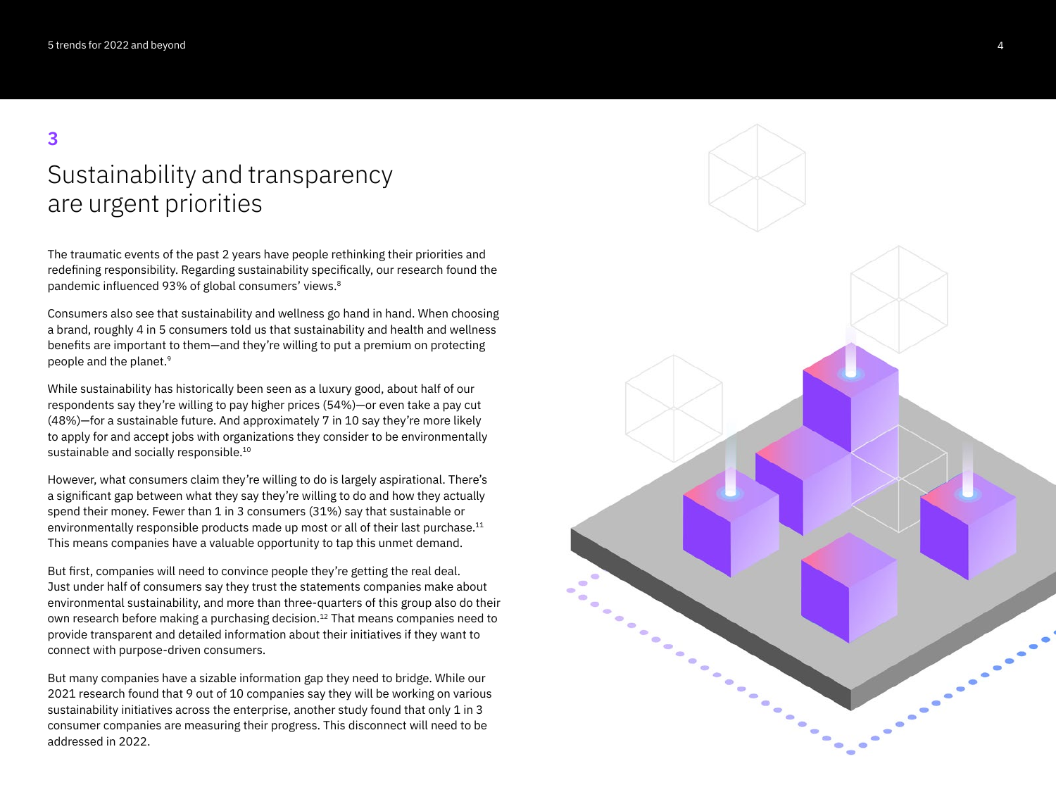## 3

# Sustainability and transparency are urgent priorities

The traumatic events of the past 2 years have people rethinking their priorities and redefining responsibility. Regarding sustainability specifically, our research found the pandemic influenced 93% of global consumers' views.[8]

Consumers also see that sustainability and wellness go hand in hand. When choosing a brand, roughly 4 in 5 consumers told us that sustainability and health and wellness benefits are important to them—and they're willing to put a premium on protecting people and the planet.[9]

While sustainability has historically been seen as a luxury good, about half of our respondents say they're willing to pay higher prices (54%)—or even take a pay cut (48%)—for a sustainable future. And approximately 7 in 10 say they're more likely to apply for and accept jobs with organizations they consider to be environmentally sustainable and socially responsible.[10]

However, what consumers claim they're willing to do is largely aspirational. There's a significant gap between what they say they're willing to do and how they actually spend their money. Fewer than 1 in 3 consumers (31%) say that sustainable or environmentally responsible products made up most or all of their last purchase.[11] This means companies have a valuable opportunity to tap this unmet demand.

But first, companies will need to convince people they're getting the real deal. Just under half of consumers say they trust the statements companies make about environmental sustainability, and more than three-quarters of this group also do their own research before making a purchasing decision.[12] That means companies need to provide transparent and detailed information about their initiatives if they want to connect with purpose-driven consumers.

But many companies have a sizable information gap they need to bridge. While our 2021 research found that 9 out of 10 companies say they will be working on various sustainability initiatives across the enterprise, another study found that only 1 in 3 consumer companies are measuring their progress. This disconnect will need to be addressed in 2022.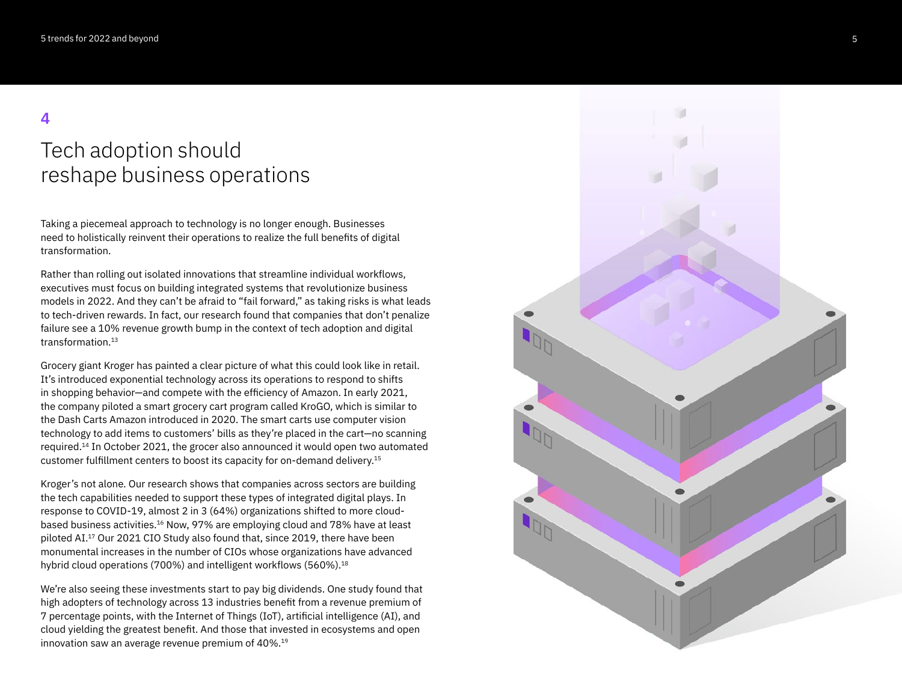4

# Tech adoption should reshape business operations

Taking a piecemeal approach to technology is no longer enough. Businesses need to holistically reinvent their operations to realize the full benefits of digital transformation.

Rather than rolling out isolated innovations that streamline individual workflows, executives must focus on building integrated systems that revolutionize business models in 2022. And they can't be afraid to "fail forward," as taking risks is what leads to tech-driven rewards. In fact, our research found that companies that don't penalize failure see a 10% revenue growth bump in the context of tech adoption and digital transformation.[13]

Grocery giant Kroger has painted a clear picture of what this could look like in retail. It's introduced exponential technology across its operations to respond to shifts in shopping behavior—and compete with the efficiency of Amazon. In early 2021, the company piloted a smart grocery cart program called KroGO, which is similar to the Dash Carts Amazon introduced in 2020. The smart carts use computer vision technology to add items to customers' bills as they're placed in the cart—no scanning required.[14] In October 2021, the grocer also announced it would open two automated customer fulfillment centers to boost its capacity for on-demand delivery.[15]

Kroger's not alone. Our research shows that companies across sectors are building the tech capabilities needed to support these types of integrated digital plays. In response to COVID-19, almost 2 in 3 (64%) organizations shifted to more cloud-based business activities.[16] Now, 97% are employing cloud and 78% have at least piloted AI.[17] Our 2021 CIO Study also found that, since 2019, there have been monumental increases in the number of CIOs whose organizations have advanced hybrid cloud operations (700%) and intelligent workflows (560%).[18]

We're also seeing these investments start to pay big dividends. One study found that high adopters of technology across 13 industries benefit from a revenue premium of 7 percentage points, with the Internet of Things (IoT), artificial intelligence (AI), and cloud yielding the greatest benefit. And those that invested in ecosystems and open innovation saw an average revenue premium of 40%.[19]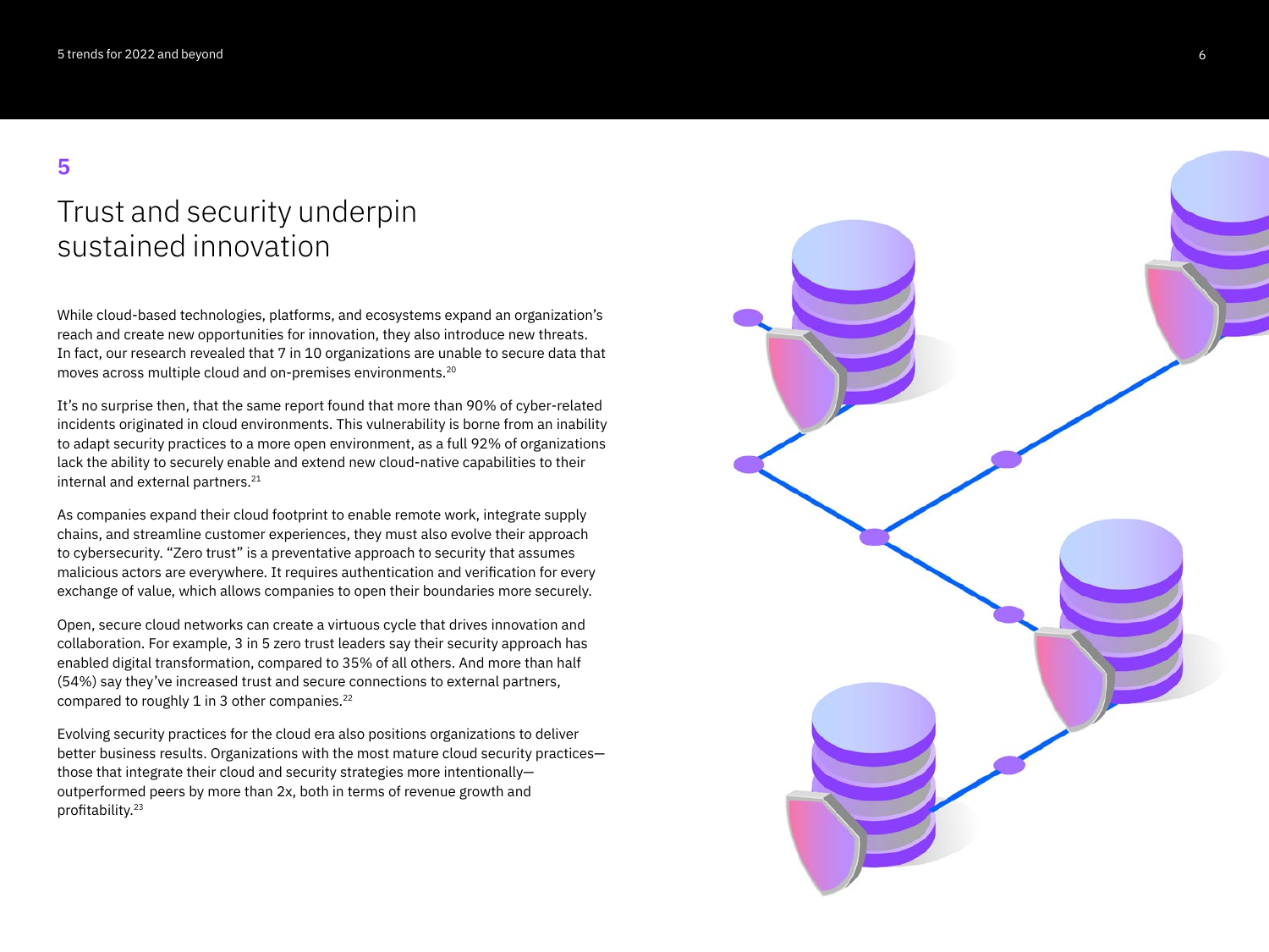## 5

# Trust and security underpin sustained innovation

While cloud-based technologies, platforms, and ecosystems expand an organization's reach and create new opportunities for innovation, they also introduce new threats. In fact, our research revealed that 7 in 10 organizations are unable to secure data that moves across multiple cloud and on-premises environments.[20]

It's no surprise then, that the same report found that more than 90% of cyber-related incidents originated in cloud environments. This vulnerability is borne from an inability to adapt security practices to a more open environment, as a full 92% of organizations lack the ability to securely enable and extend new cloud-native capabilities to their internal and external partners.[21]

As companies expand their cloud footprint to enable remote work, integrate supply chains, and streamline customer experiences, they must also evolve their approach to cybersecurity. "Zero trust" is a preventative approach to security that assumes malicious actors are everywhere. It requires authentication and verification for every exchange of value, which allows companies to open their boundaries more securely.

Open, secure cloud networks can create a virtuous cycle that drives innovation and collaboration. For example, 3 in 5 zero trust leaders say their security approach has enabled digital transformation, compared to 35% of all others. And more than half (54%) say they've increased trust and secure connections to external partners, compared to roughly 1 in 3 other companies.[22]

Evolving security practices for the cloud era also positions organizations to deliver better business results. Organizations with the most mature cloud security practices—those that integrate their cloud and security strategies more intentionally—outperformed peers by more than 2x, both in terms of revenue growth and profitability.[23]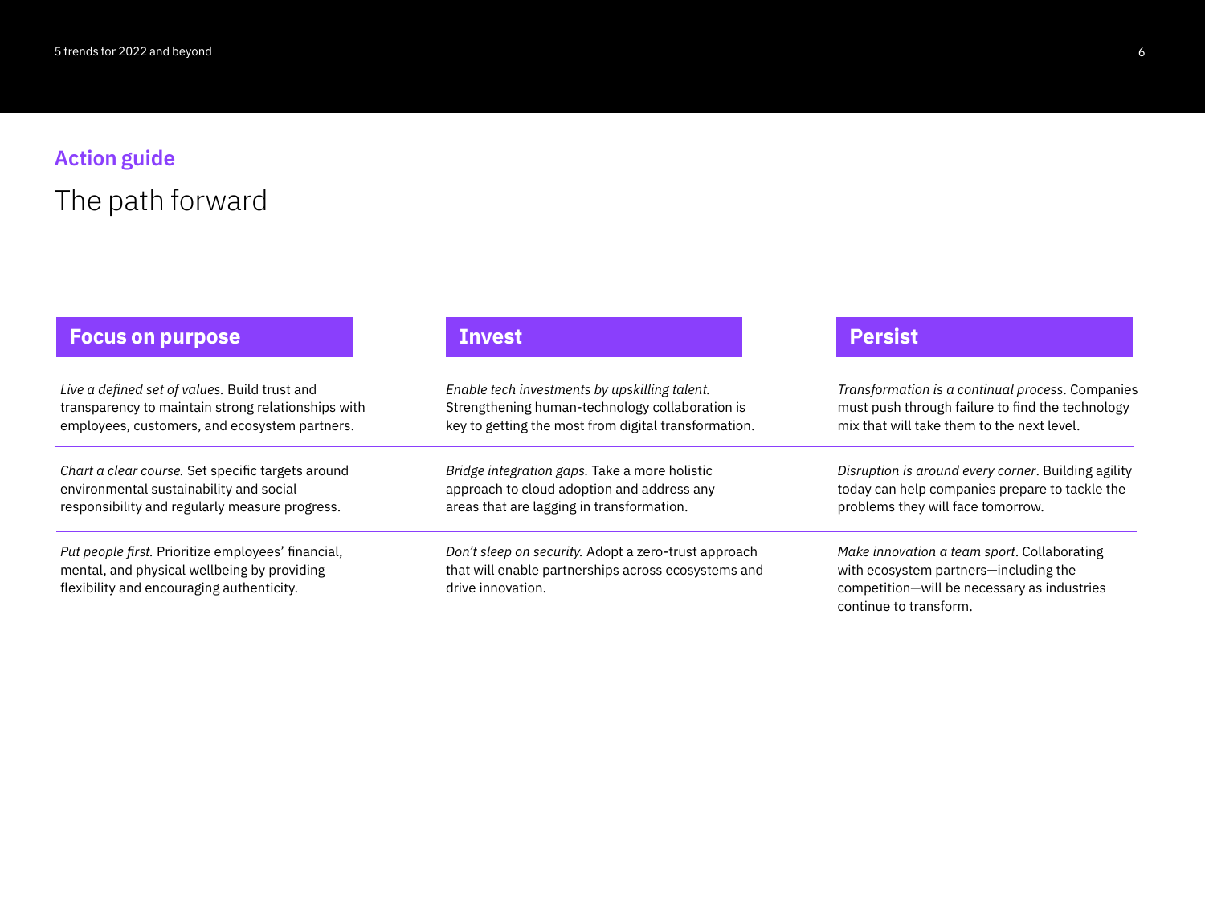## Action guide

# The path forward

### Focus on purpose

*Live a defined set of values.* Build trust and transparency to maintain strong relationships with employees, customers, and ecosystem partners.

*Chart a clear course.* Set specific targets around environmental sustainability and social responsibility and regularly measure progress.

*Put people first.* Prioritize employees' financial, mental, and physical wellbeing by providing flexibility and encouraging authenticity.

### Invest

*Enable tech investments by upskilling talent.* Strengthening human-technology collaboration is key to getting the most from digital transformation.

*Bridge integration gaps.* Take a more holistic approach to cloud adoption and address any areas that are lagging in transformation.

*Don't sleep on security.* Adopt a zero-trust approach that will enable partnerships across ecosystems and drive innovation.

### Persist

*Transformation is a continual process*. Companies must push through failure to find the technology mix that will take them to the next level.

*Disruption is around every corner*. Building agility today can help companies prepare to tackle the problems they will face tomorrow.

*Make innovation a team sport*. Collaborating with ecosystem partners—including the competition—will be necessary as industries continue to transform.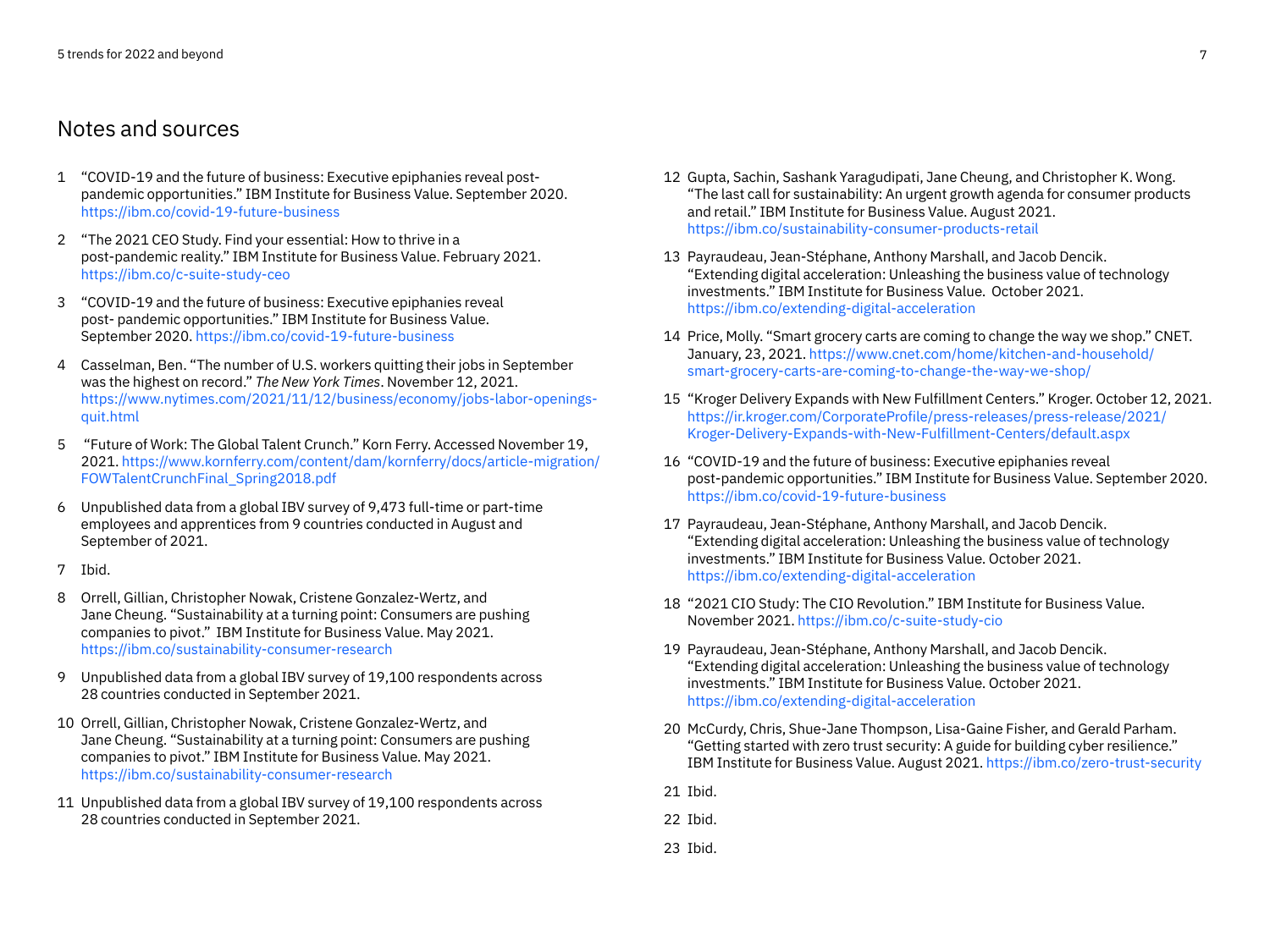## Notes and sources

1. "COVID-19 and the future of business: Executive epiphanies reveal post-pandemic opportunities." IBM Institute for Business Value. September 2020. https://ibm.co/covid-19-future-business
2. "The 2021 CEO Study. Find your essential: How to thrive in a post-pandemic reality." IBM Institute for Business Value. February 2021. https://ibm.co/c-suite-study-ceo
3. "COVID-19 and the future of business: Executive epiphanies reveal post- pandemic opportunities." IBM Institute for Business Value. September 2020. https://ibm.co/covid-19-future-business
4. Casselman, Ben. "The number of U.S. workers quitting their jobs in September was the highest on record." *The New York Times*. November 12, 2021. https://www.nytimes.com/2021/11/12/business/economy/jobs-labor-openings-quit.html
5. "Future of Work: The Global Talent Crunch." Korn Ferry. Accessed November 19, 2021. https://www.kornferry.com/content/dam/kornferry/docs/article-migration/FOWTalentCrunchFinal_Spring2018.pdf
6. Unpublished data from a global IBV survey of 9,473 full-time or part-time employees and apprentices from 9 countries conducted in August and September of 2021.
7. Ibid.
8. Orrell, Gillian, Christopher Nowak, Cristene Gonzalez-Wertz, and Jane Cheung. "Sustainability at a turning point: Consumers are pushing companies to pivot." IBM Institute for Business Value. May 2021. https://ibm.co/sustainability-consumer-research
9. Unpublished data from a global IBV survey of 19,100 respondents across 28 countries conducted in September 2021.
10. Orrell, Gillian, Christopher Nowak, Cristene Gonzalez-Wertz, and Jane Cheung. "Sustainability at a turning point: Consumers are pushing companies to pivot." IBM Institute for Business Value. May 2021. https://ibm.co/sustainability-consumer-research
11. Unpublished data from a global IBV survey of 19,100 respondents across 28 countries conducted in September 2021.
12. Gupta, Sachin, Sashank Yaragudipati, Jane Cheung, and Christopher K. Wong. "The last call for sustainability: An urgent growth agenda for consumer products and retail." IBM Institute for Business Value. August 2021. https://ibm.co/sustainability-consumer-products-retail
13. Payraudeau, Jean-Stéphane, Anthony Marshall, and Jacob Dencik. "Extending digital acceleration: Unleashing the business value of technology investments." IBM Institute for Business Value. October 2021. https://ibm.co/extending-digital-acceleration
14. Price, Molly. "Smart grocery carts are coming to change the way we shop." CNET. January, 23, 2021. https://www.cnet.com/home/kitchen-and-household/smart-grocery-carts-are-coming-to-change-the-way-we-shop/
15. "Kroger Delivery Expands with New Fulfillment Centers." Kroger. October 12, 2021. https://ir.kroger.com/CorporateProfile/press-releases/press-release/2021/Kroger-Delivery-Expands-with-New-Fulfillment-Centers/default.aspx
16. "COVID-19 and the future of business: Executive epiphanies reveal post-pandemic opportunities." IBM Institute for Business Value. September 2020. https://ibm.co/covid-19-future-business
17. Payraudeau, Jean-Stéphane, Anthony Marshall, and Jacob Dencik. "Extending digital acceleration: Unleashing the business value of technology investments." IBM Institute for Business Value. October 2021. https://ibm.co/extending-digital-acceleration
18. "2021 CIO Study: The CIO Revolution." IBM Institute for Business Value. November 2021. https://ibm.co/c-suite-study-cio
19. Payraudeau, Jean-Stéphane, Anthony Marshall, and Jacob Dencik. "Extending digital acceleration: Unleashing the business value of technology investments." IBM Institute for Business Value. October 2021. https://ibm.co/extending-digital-acceleration
20. McCurdy, Chris, Shue-Jane Thompson, Lisa-Gaine Fisher, and Gerald Parham. "Getting started with zero trust security: A guide for building cyber resilience." IBM Institute for Business Value. August 2021. https://ibm.co/zero-trust-security
21. Ibid.
22. Ibid.
23. Ibid.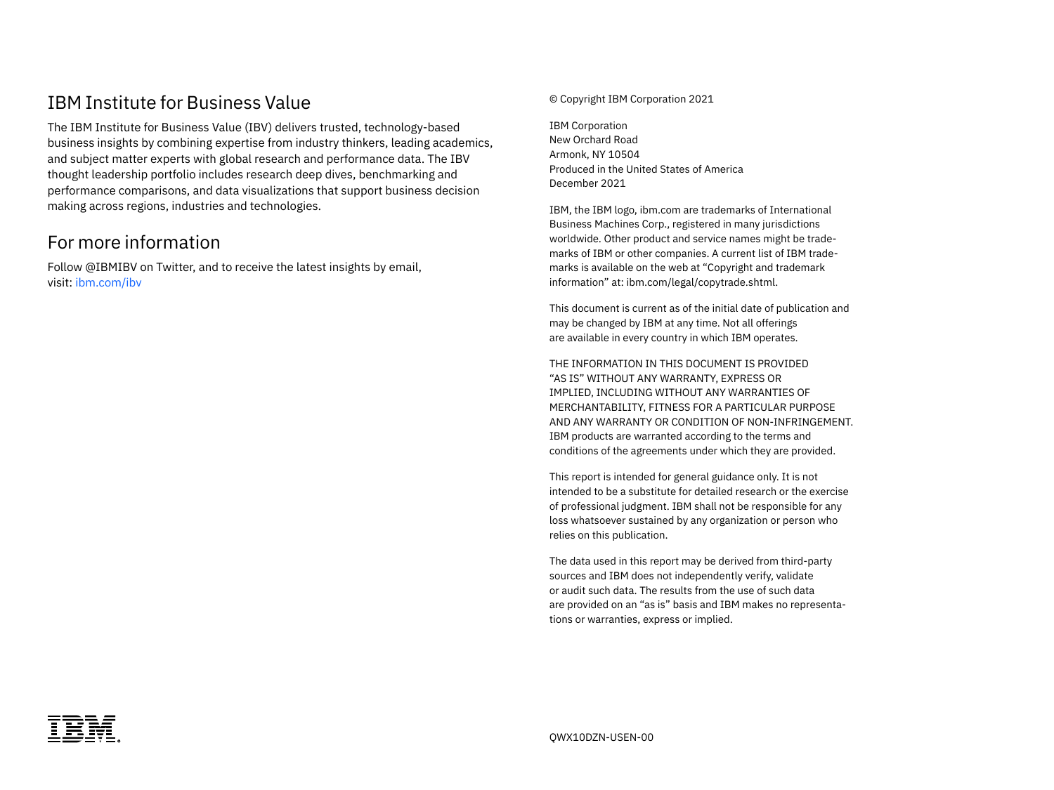## IBM Institute for Business Value

The IBM Institute for Business Value (IBV) delivers trusted, technology-based business insights by combining expertise from industry thinkers, leading academics, and subject matter experts with global research and performance data. The IBV thought leadership portfolio includes research deep dives, benchmarking and performance comparisons, and data visualizations that support business decision making across regions, industries and technologies.

## For more information

Follow @IBMIBV on Twitter, and to receive the latest insights by email, visit: ibm.com/ibv

© Copyright IBM Corporation 2021

IBM Corporation
New Orchard Road
Armonk, NY 10504
Produced in the United States of America
December 2021

IBM, the IBM logo, ibm.com are trademarks of International Business Machines Corp., registered in many jurisdictions worldwide. Other product and service names might be trademarks of IBM or other companies. A current list of IBM trademarks is available on the web at "Copyright and trademark information" at: ibm.com/legal/copytrade.shtml.

This document is current as of the initial date of publication and may be changed by IBM at any time. Not all offerings are available in every country in which IBM operates.

THE INFORMATION IN THIS DOCUMENT IS PROVIDED "AS IS" WITHOUT ANY WARRANTY, EXPRESS OR IMPLIED, INCLUDING WITHOUT ANY WARRANTIES OF MERCHANTABILITY, FITNESS FOR A PARTICULAR PURPOSE AND ANY WARRANTY OR CONDITION OF NON-INFRINGEMENT. IBM products are warranted according to the terms and conditions of the agreements under which they are provided.

This report is intended for general guidance only. It is not intended to be a substitute for detailed research or the exercise of professional judgment. IBM shall not be responsible for any loss whatsoever sustained by any organization or person who relies on this publication.

The data used in this report may be derived from third-party sources and IBM does not independently verify, validate or audit such data. The results from the use of such data are provided on an "as is" basis and IBM makes no representations or warranties, express or implied.

QWX10DZN-USEN-00